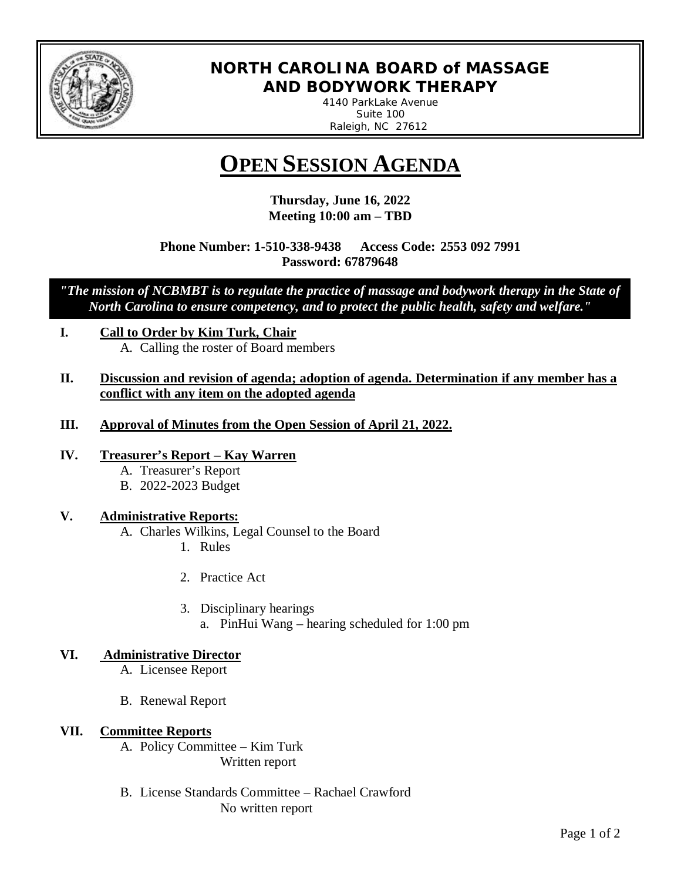# NORTH CAROLINA BOARD of MASSAGE AND BODYWORK THERAPY

4140 ParkLake Avenue
Suite 100
Raleigh, NC 27612

# OPEN SESSION AGENDA

**Thursday, June 16, 2022**
**Meeting 10:00 am – TBD**

**Phone Number: 1-510-338-9438 Access Code: 2553 092 7991**
**Password: 67879648**

***"The mission of NCBMBT is to regulate the practice of massage and bodywork therapy in the State of North Carolina to ensure competency, and to protect the public health, safety and welfare."***

**I. Call to Order by Kim Turk, Chair**

A. Calling the roster of Board members

**II. Discussion and revision of agenda; adoption of agenda. Determination if any member has a conflict with any item on the adopted agenda**

**III. Approval of Minutes from the Open Session of April 21, 2022.**

**IV. Treasurer's Report – Kay Warren**

A. Treasurer's Report
B. 2022-2023 Budget

**V. Administrative Reports:**

A. Charles Wilkins, Legal Counsel to the Board
   1. Rules
   2. Practice Act
   3. Disciplinary hearings
      a. PinHui Wang – hearing scheduled for 1:00 pm

**VI. Administrative Director**

A. Licensee Report
B. Renewal Report

**VII. Committee Reports**

A. Policy Committee – Kim Turk
   Written report
B. License Standards Committee – Rachael Crawford
   No written report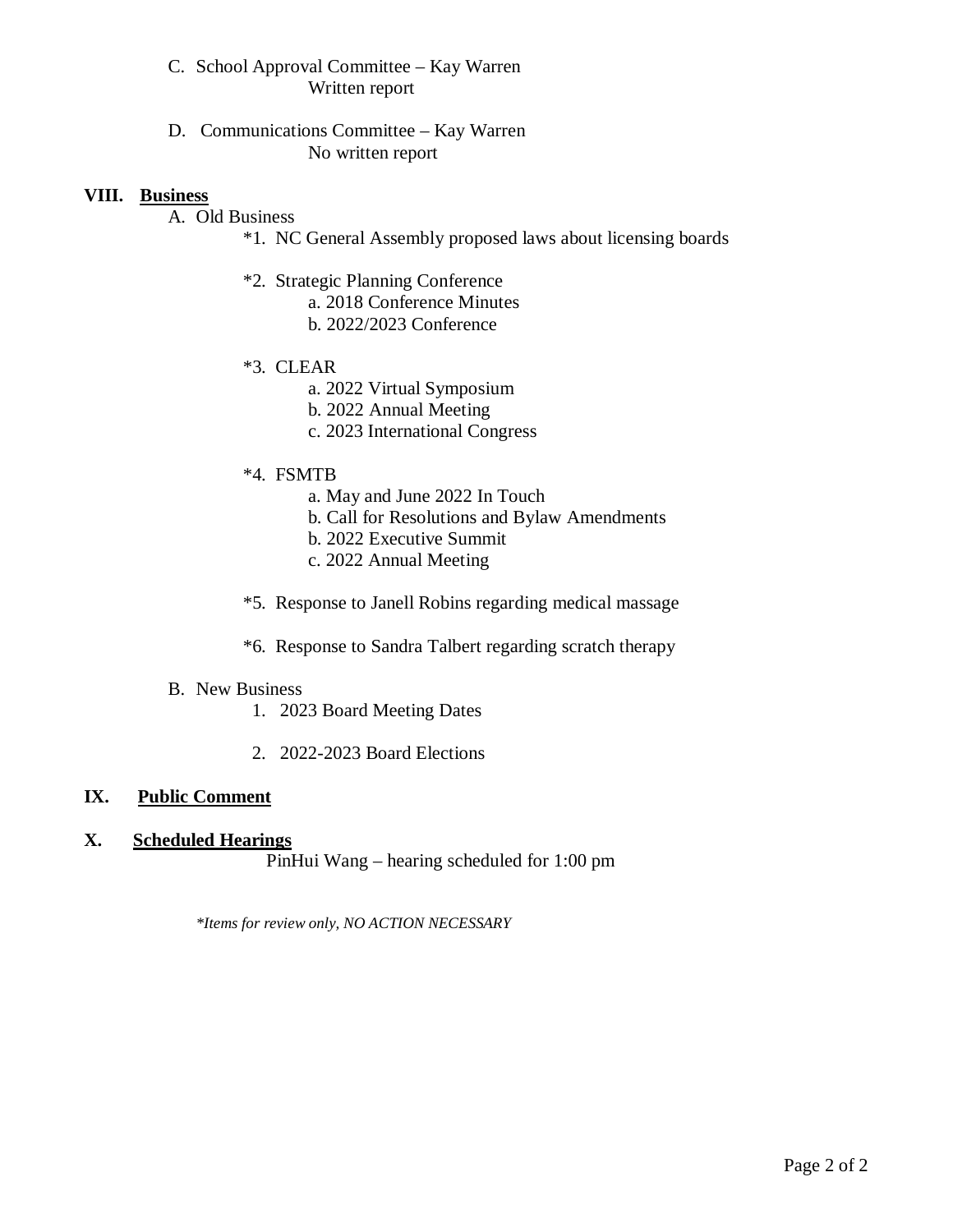C. School Approval Committee – Kay Warren
   Written report

D. Communications Committee – Kay Warren
   No written report

## VIII. **Business**

A. Old Business

*1. NC General Assembly proposed laws about licensing boards

*2. Strategic Planning Conference
   a. 2018 Conference Minutes
   b. 2022/2023 Conference

*3. CLEAR
   a. 2022 Virtual Symposium
   b. 2022 Annual Meeting
   c. 2023 International Congress

*4. FSMTB
   a. May and June 2022 In Touch
   b. Call for Resolutions and Bylaw Amendments
   b. 2022 Executive Summit
   c. 2022 Annual Meeting

*5. Response to Janell Robins regarding medical massage

*6. Response to Sandra Talbert regarding scratch therapy

B. New Business

1. 2023 Board Meeting Dates

2. 2022-2023 Board Elections

## IX. **Public Comment**

## X. **Scheduled Hearings**

PinHui Wang – hearing scheduled for 1:00 pm

*\*Items for review only, NO ACTION NECESSARY*